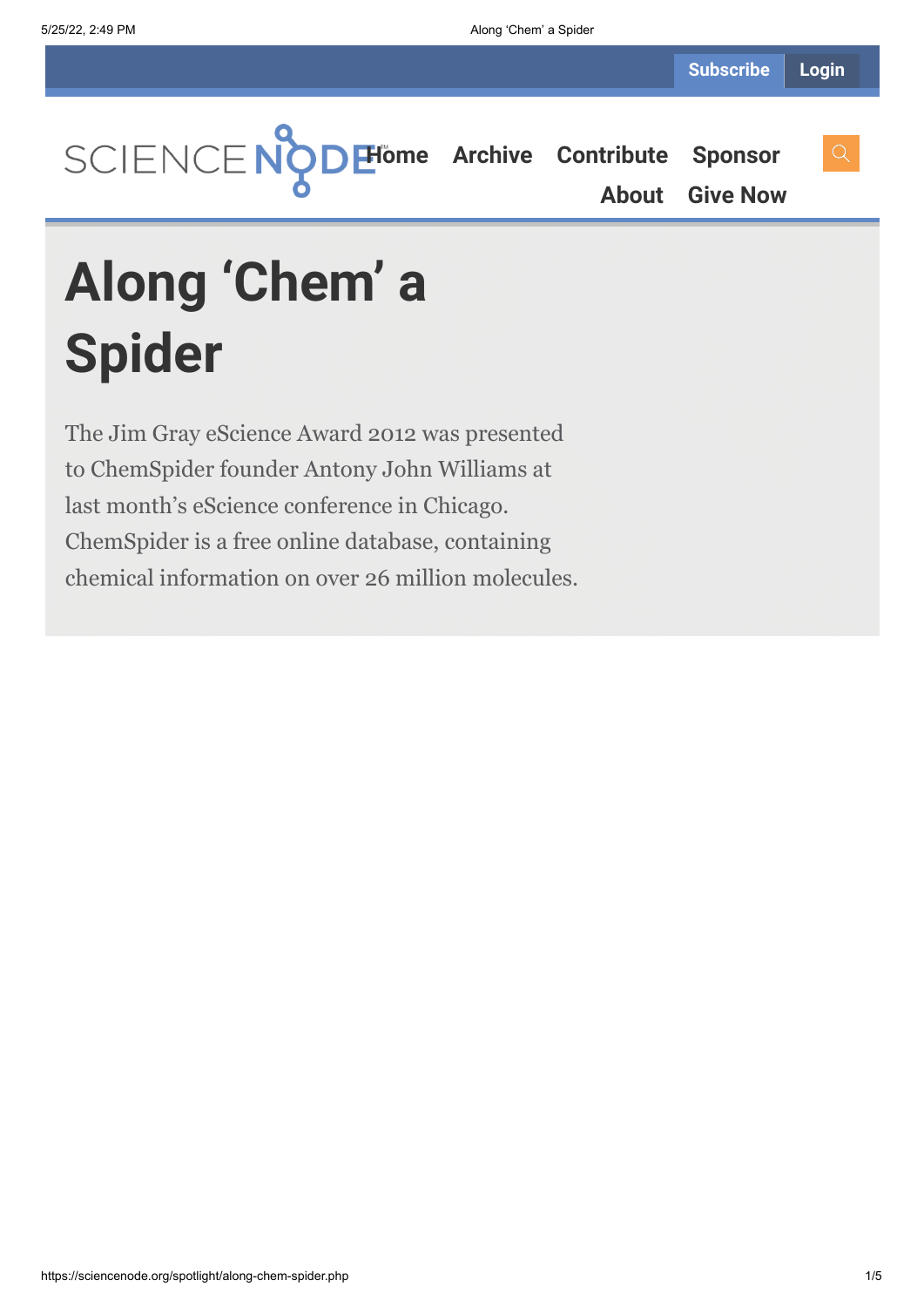# Along ‘Chem’ a Spider

The Jim Gray eScience Award 2012 was presented to ChemSpider founder Antony John Williams at last month’s eScience conference in Chicago. ChemSpider is a free online database, containing chemical information on over 26 million molecules.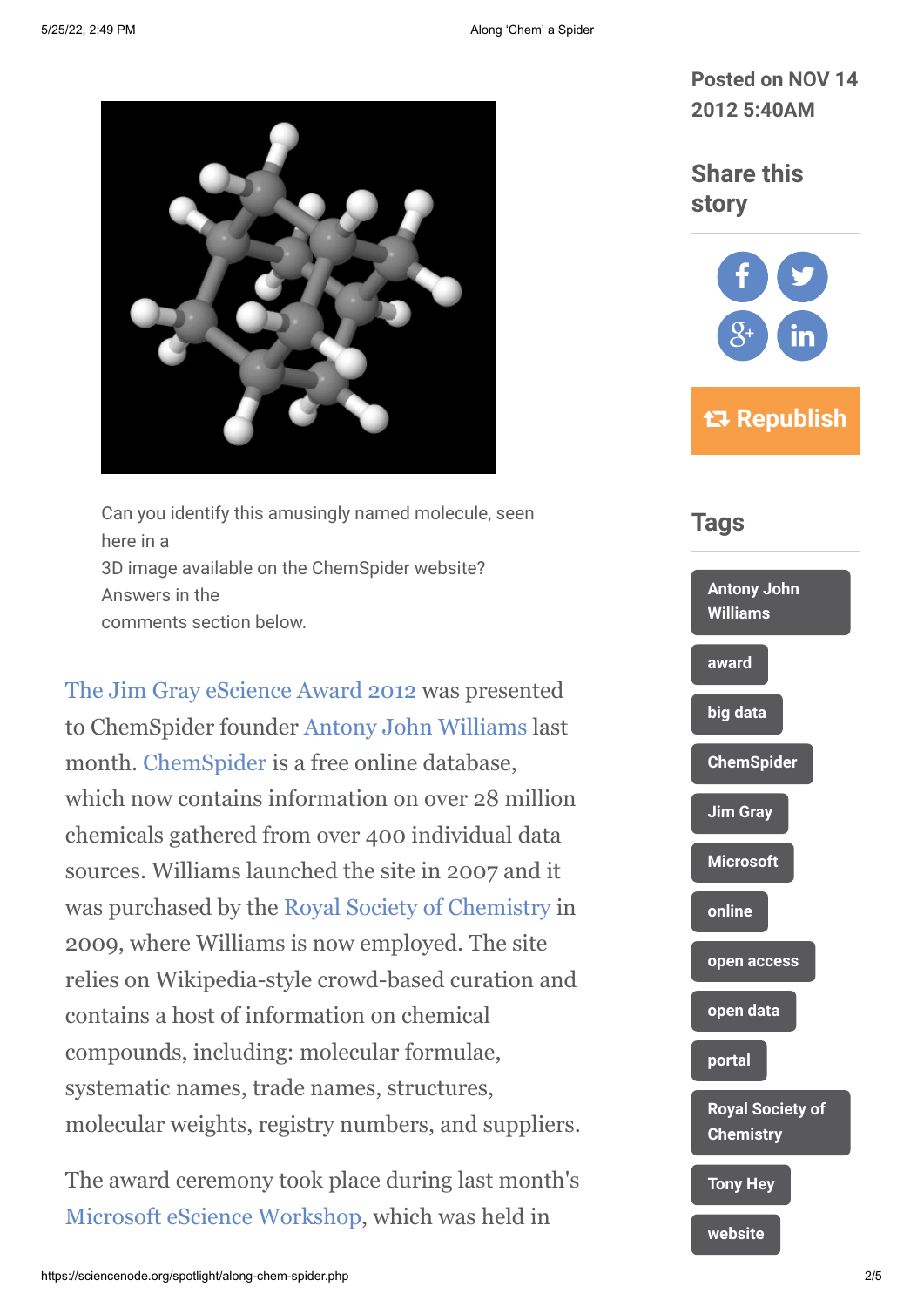Can you identify this amusingly named molecule, seen here in a 3D image available on the ChemSpider website? Answers in the comments section below.

The Jim Gray eScience Award 2012 was presented to ChemSpider founder Antony John Williams last month. ChemSpider is a free online database, which now contains information on over 28 million chemicals gathered from over 400 individual data sources. Williams launched the site in 2007 and it was purchased by the Royal Society of Chemistry in 2009, where Williams is now employed. The site relies on Wikipedia-style crowd-based curation and contains a host of information on chemical compounds, including: molecular formulae, systematic names, trade names, structures, molecular weights, registry numbers, and suppliers.

The award ceremony took place during last month's Microsoft eScience Workshop, which was held in

Posted on NOV 14 2012 5:40AM

## Share this story

Republish

## Tags

- Antony John Williams
- award
- big data
- ChemSpider
- Jim Gray
- Microsoft
- online
- open access
- open data
- portal
- Royal Society of Chemistry
- Tony Hey
- website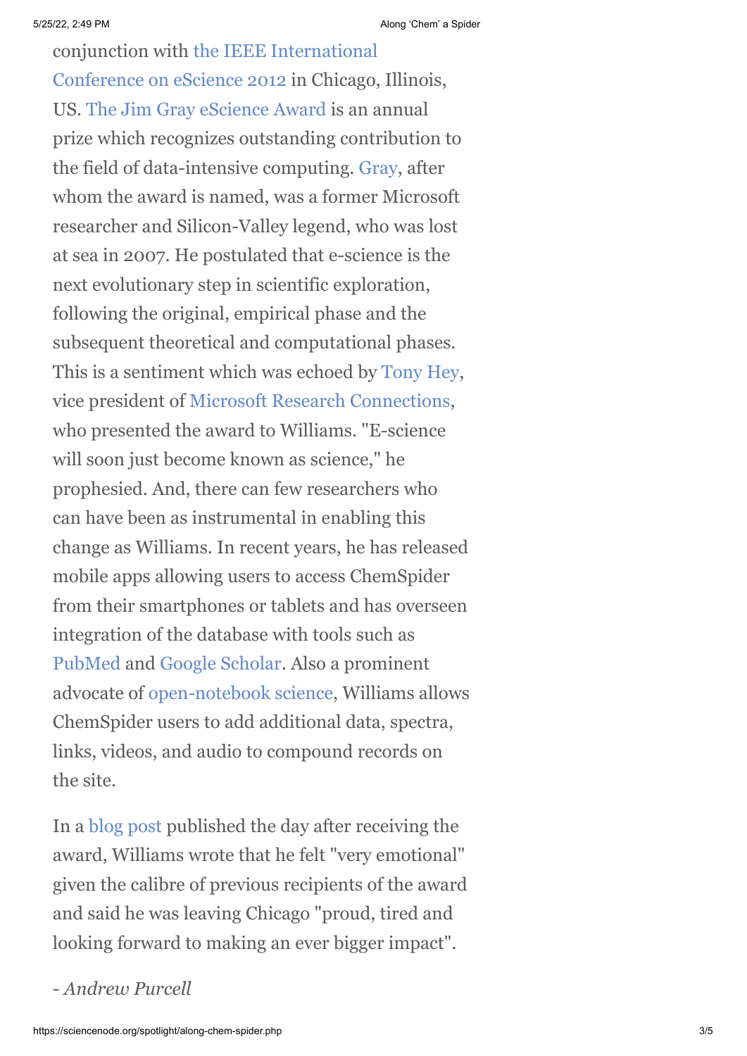conjunction with the IEEE International Conference on eScience 2012 in Chicago, Illinois, US. The Jim Gray eScience Award is an annual prize which recognizes outstanding contribution to the field of data-intensive computing. Gray, after whom the award is named, was a former Microsoft researcher and Silicon-Valley legend, who was lost at sea in 2007. He postulated that e-science is the next evolutionary step in scientific exploration, following the original, empirical phase and the subsequent theoretical and computational phases. This is a sentiment which was echoed by Tony Hey, vice president of Microsoft Research Connections, who presented the award to Williams. "E-science will soon just become known as science," he prophesied. And, there can few researchers who can have been as instrumental in enabling this change as Williams. In recent years, he has released mobile apps allowing users to access ChemSpider from their smartphones or tablets and has overseen integration of the database with tools such as PubMed and Google Scholar. Also a prominent advocate of open-notebook science, Williams allows ChemSpider users to add additional data, spectra, links, videos, and audio to compound records on the site.

In a blog post published the day after receiving the award, Williams wrote that he felt "very emotional" given the calibre of previous recipients of the award and said he was leaving Chicago "proud, tired and looking forward to making an ever bigger impact".

- *Andrew Purcell*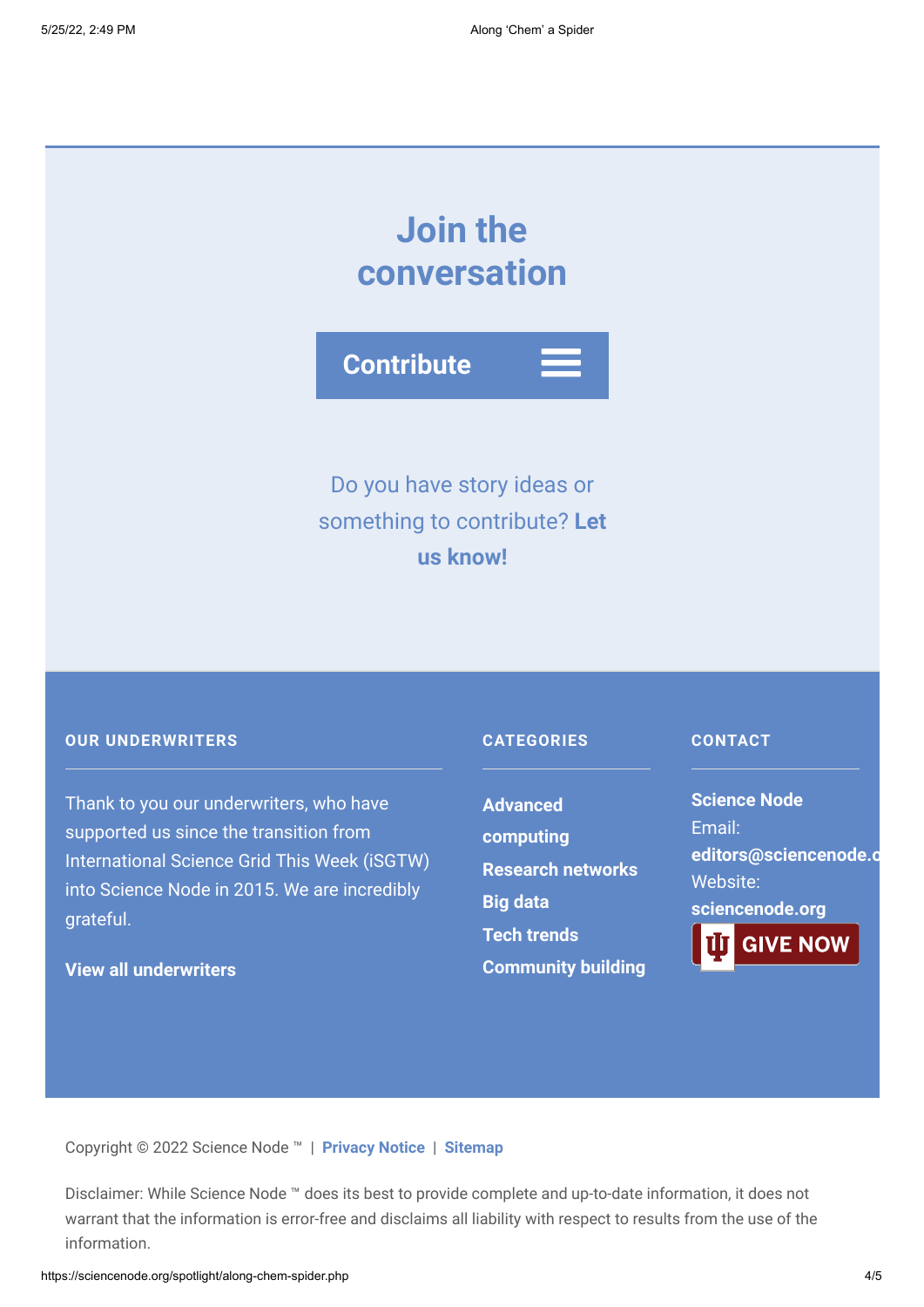## Join the conversation

**Contribute**

Do you have story ideas or something to contribute? **Let us know!**

### OUR UNDERWRITERS

Thank to you our underwriters, who have supported us since the transition from International Science Grid This Week (iSGTW) into Science Node in 2015. We are incredibly grateful.

**View all underwriters**

### CATEGORIES

**Advanced computing**

**Research networks**

**Big data**

**Tech trends**

**Community building**

### CONTACT

**Science Node**

Email:
**editors@sciencenode.o**

Website:
**sciencenode.org**

GIVE NOW

Copyright © 2022 Science Node ™ | **Privacy Notice** | **Sitemap**

Disclaimer: While Science Node ™ does its best to provide complete and up-to-date information, it does not warrant that the information is error-free and disclaims all liability with respect to results from the use of the information.